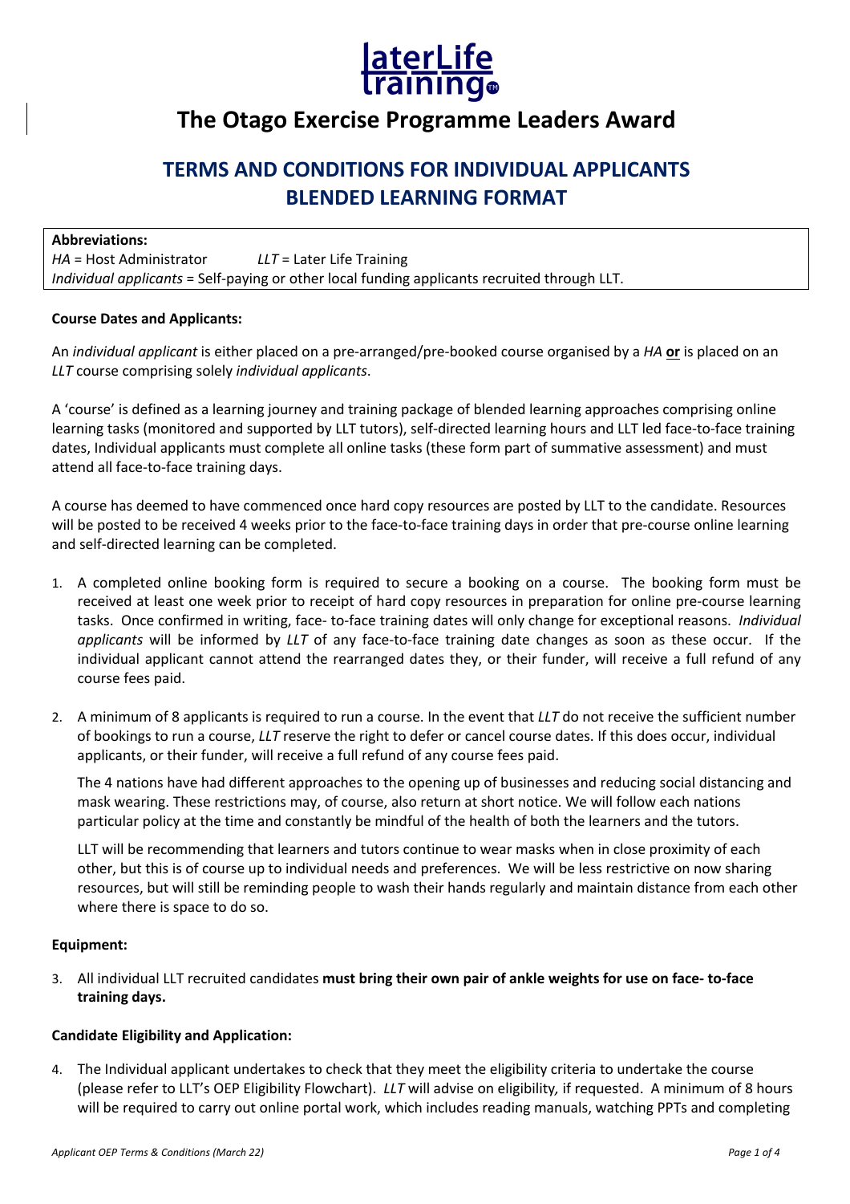laterLife training

# The Otago Exercise Programme Leaders Award

## TERMS AND CONDITIONS FOR INDIVIDUAL APPLICANTS BLENDED LEARNING FORMAT

**Abbreviations:**
*HA* = Host Administrator *LLT* = Later Life Training
*Individual applicants* = Self-paying or other local funding applicants recruited through LLT.

**Course Dates and Applicants:**

An *individual applicant* is either placed on a pre-arranged/pre-booked course organised by a *HA* **or** is placed on an *LLT* course comprising solely *individual applicants*.

A 'course' is defined as a learning journey and training package of blended learning approaches comprising online learning tasks (monitored and supported by LLT tutors), self-directed learning hours and LLT led face-to-face training dates, Individual applicants must complete all online tasks (these form part of summative assessment) and must attend all face-to-face training days.

A course has deemed to have commenced once hard copy resources are posted by LLT to the candidate. Resources will be posted to be received 4 weeks prior to the face-to-face training days in order that pre-course online learning and self-directed learning can be completed.

1. A completed online booking form is required to secure a booking on a course. The booking form must be received at least one week prior to receipt of hard copy resources in preparation for online pre-course learning tasks. Once confirmed in writing, face- to-face training dates will only change for exceptional reasons. *Individual applicants* will be informed by *LLT* of any face-to-face training date changes as soon as these occur. If the individual applicant cannot attend the rearranged dates they, or their funder, will receive a full refund of any course fees paid.

2. A minimum of 8 applicants is required to run a course. In the event that *LLT* do not receive the sufficient number of bookings to run a course, *LLT* reserve the right to defer or cancel course dates. If this does occur, individual applicants, or their funder, will receive a full refund of any course fees paid.

   The 4 nations have had different approaches to the opening up of businesses and reducing social distancing and mask wearing. These restrictions may, of course, also return at short notice. We will follow each nations particular policy at the time and constantly be mindful of the health of both the learners and the tutors.

   LLT will be recommending that learners and tutors continue to wear masks when in close proximity of each other, but this is of course up to individual needs and preferences. We will be less restrictive on now sharing resources, but will still be reminding people to wash their hands regularly and maintain distance from each other where there is space to do so.

**Equipment:**

3. All individual LLT recruited candidates **must bring their own pair of ankle weights for use on face- to-face training days.**

**Candidate Eligibility and Application:**

4. The Individual applicant undertakes to check that they meet the eligibility criteria to undertake the course (please refer to LLT's OEP Eligibility Flowchart). *LLT* will advise on eligibility, if requested. A minimum of 8 hours will be required to carry out online portal work, which includes reading manuals, watching PPTs and completing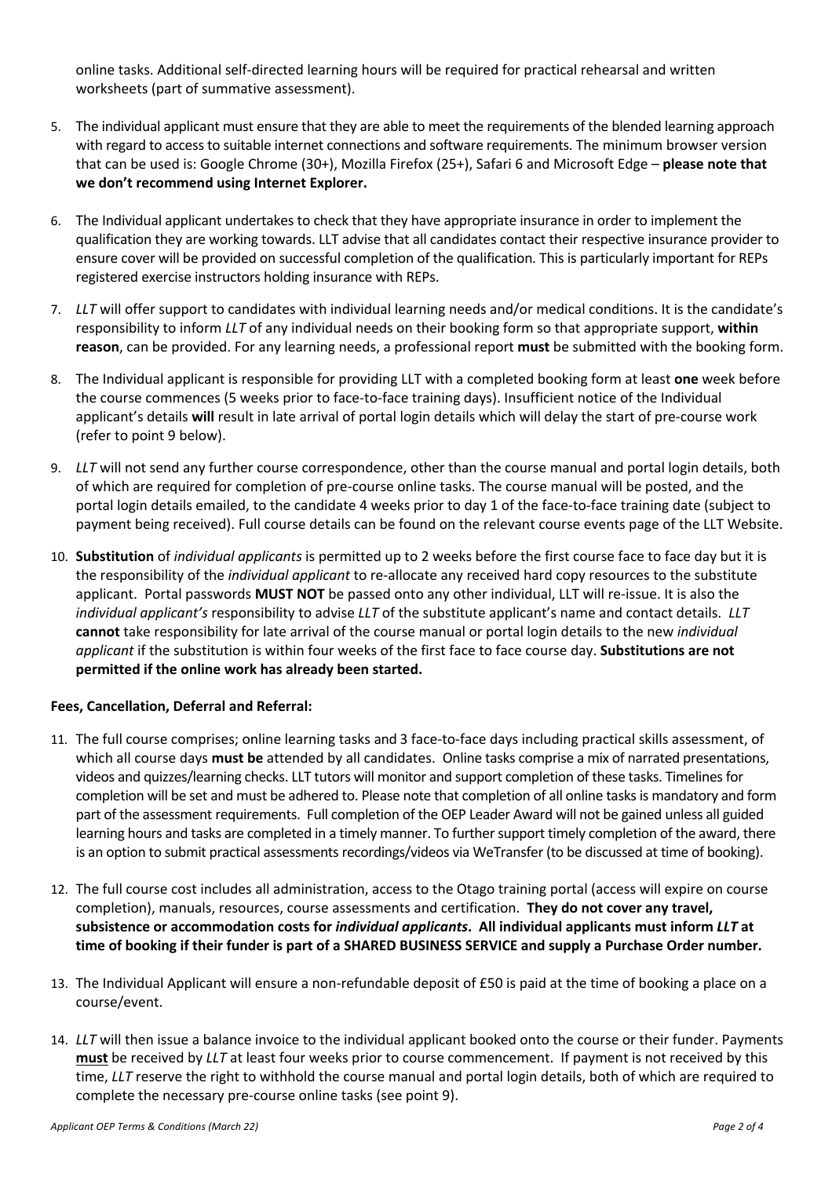online tasks. Additional self-directed learning hours will be required for practical rehearsal and written worksheets (part of summative assessment).

5. The individual applicant must ensure that they are able to meet the requirements of the blended learning approach with regard to access to suitable internet connections and software requirements. The minimum browser version that can be used is: Google Chrome (30+), Mozilla Firefox (25+), Safari 6 and Microsoft Edge – **please note that we don't recommend using Internet Explorer.**

6. The Individual applicant undertakes to check that they have appropriate insurance in order to implement the qualification they are working towards. LLT advise that all candidates contact their respective insurance provider to ensure cover will be provided on successful completion of the qualification. This is particularly important for REPs registered exercise instructors holding insurance with REPs.

7. *LLT* will offer support to candidates with individual learning needs and/or medical conditions. It is the candidate's responsibility to inform *LLT* of any individual needs on their booking form so that appropriate support, **within reason**, can be provided. For any learning needs, a professional report **must** be submitted with the booking form.

8. The Individual applicant is responsible for providing LLT with a completed booking form at least **one** week before the course commences (5 weeks prior to face-to-face training days). Insufficient notice of the Individual applicant's details **will** result in late arrival of portal login details which will delay the start of pre-course work (refer to point 9 below).

9. *LLT* will not send any further course correspondence, other than the course manual and portal login details, both of which are required for completion of pre-course online tasks. The course manual will be posted, and the portal login details emailed, to the candidate 4 weeks prior to day 1 of the face-to-face training date (subject to payment being received). Full course details can be found on the relevant course events page of the LLT Website.

10. **Substitution** of *individual applicants* is permitted up to 2 weeks before the first course face to face day but it is the responsibility of the *individual applicant* to re-allocate any received hard copy resources to the substitute applicant. Portal passwords **MUST NOT** be passed onto any other individual, LLT will re-issue. It is also the *individual applicant's* responsibility to advise *LLT* of the substitute applicant's name and contact details. *LLT* **cannot** take responsibility for late arrival of the course manual or portal login details to the new *individual applicant* if the substitution is within four weeks of the first face to face course day. **Substitutions are not permitted if the online work has already been started.**

**Fees, Cancellation, Deferral and Referral:**

11. The full course comprises; online learning tasks and 3 face-to-face days including practical skills assessment, of which all course days **must be** attended by all candidates. Online tasks comprise a mix of narrated presentations, videos and quizzes/learning checks. LLT tutors will monitor and support completion of these tasks. Timelines for completion will be set and must be adhered to. Please note that completion of all online tasks is mandatory and form part of the assessment requirements. Full completion of the OEP Leader Award will not be gained unless all guided learning hours and tasks are completed in a timely manner. To further support timely completion of the award, there is an option to submit practical assessments recordings/videos via WeTransfer (to be discussed at time of booking).

12. The full course cost includes all administration, access to the Otago training portal (access will expire on course completion), manuals, resources, course assessments and certification. **They do not cover any travel, subsistence or accommodation costs for *individual applicants*. All individual applicants must inform *LLT* at time of booking if their funder is part of a SHARED BUSINESS SERVICE and supply a Purchase Order number.**

13. The Individual Applicant will ensure a non-refundable deposit of £50 is paid at the time of booking a place on a course/event.

14. *LLT* will then issue a balance invoice to the individual applicant booked onto the course or their funder. Payments **must** be received by *LLT* at least four weeks prior to course commencement. If payment is not received by this time, *LLT* reserve the right to withhold the course manual and portal login details, both of which are required to complete the necessary pre-course online tasks (see point 9).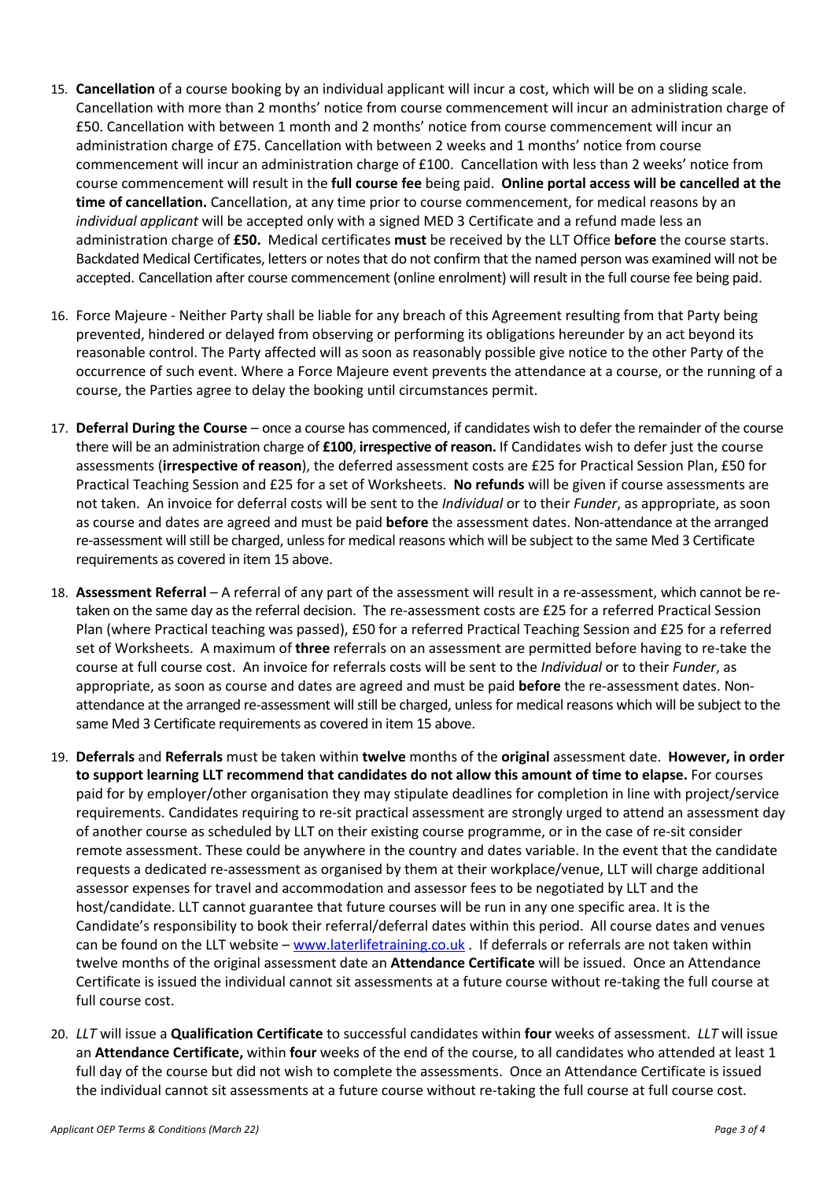15. **Cancellation** of a course booking by an individual applicant will incur a cost, which will be on a sliding scale. Cancellation with more than 2 months' notice from course commencement will incur an administration charge of £50. Cancellation with between 1 month and 2 months' notice from course commencement will incur an administration charge of £75. Cancellation with between 2 weeks and 1 months' notice from course commencement will incur an administration charge of £100. Cancellation with less than 2 weeks' notice from course commencement will result in the **full course fee** being paid. **Online portal access will be cancelled at the time of cancellation.** Cancellation, at any time prior to course commencement, for medical reasons by an *individual applicant* will be accepted only with a signed MED 3 Certificate and a refund made less an administration charge of **£50.** Medical certificates **must** be received by the LLT Office **before** the course starts. Backdated Medical Certificates, letters or notes that do not confirm that the named person was examined will not be accepted. Cancellation after course commencement (online enrolment) will result in the full course fee being paid.

16. Force Majeure - Neither Party shall be liable for any breach of this Agreement resulting from that Party being prevented, hindered or delayed from observing or performing its obligations hereunder by an act beyond its reasonable control. The Party affected will as soon as reasonably possible give notice to the other Party of the occurrence of such event. Where a Force Majeure event prevents the attendance at a course, or the running of a course, the Parties agree to delay the booking until circumstances permit.

17. **Deferral During the Course** – once a course has commenced, if candidates wish to defer the remainder of the course there will be an administration charge of **£100**, **irrespective of reason.** If Candidates wish to defer just the course assessments (**irrespective of reason**), the deferred assessment costs are £25 for Practical Session Plan, £50 for Practical Teaching Session and £25 for a set of Worksheets. **No refunds** will be given if course assessments are not taken. An invoice for deferral costs will be sent to the *Individual* or to their *Funder*, as appropriate, as soon as course and dates are agreed and must be paid **before** the assessment dates. Non-attendance at the arranged re-assessment will still be charged, unless for medical reasons which will be subject to the same Med 3 Certificate requirements as covered in item 15 above.

18. **Assessment Referral** – A referral of any part of the assessment will result in a re-assessment, which cannot be re-taken on the same day as the referral decision. The re-assessment costs are £25 for a referred Practical Session Plan (where Practical teaching was passed), £50 for a referred Practical Teaching Session and £25 for a referred set of Worksheets. A maximum of **three** referrals on an assessment are permitted before having to re-take the course at full course cost. An invoice for referrals costs will be sent to the *Individual* or to their *Funder*, as appropriate, as soon as course and dates are agreed and must be paid **before** the re-assessment dates. Non-attendance at the arranged re-assessment will still be charged, unless for medical reasons which will be subject to the same Med 3 Certificate requirements as covered in item 15 above.

19. **Deferrals** and **Referrals** must be taken within **twelve** months of the **original** assessment date. **However, in order to support learning LLT recommend that candidates do not allow this amount of time to elapse.** For courses paid for by employer/other organisation they may stipulate deadlines for completion in line with project/service requirements. Candidates requiring to re-sit practical assessment are strongly urged to attend an assessment day of another course as scheduled by LLT on their existing course programme, or in the case of re-sit consider remote assessment. These could be anywhere in the country and dates variable. In the event that the candidate requests a dedicated re-assessment as organised by them at their workplace/venue, LLT will charge additional assessor expenses for travel and accommodation and assessor fees to be negotiated by LLT and the host/candidate. LLT cannot guarantee that future courses will be run in any one specific area. It is the Candidate's responsibility to book their referral/deferral dates within this period. All course dates and venues can be found on the LLT website – [www.laterlifetraining.co.uk](http://www.laterlifetraining.co.uk) . If deferrals or referrals are not taken within twelve months of the original assessment date an **Attendance Certificate** will be issued. Once an Attendance Certificate is issued the individual cannot sit assessments at a future course without re-taking the full course at full course cost.

20. *LLT* will issue a **Qualification Certificate** to successful candidates within **four** weeks of assessment. *LLT* will issue an **Attendance Certificate,** within **four** weeks of the end of the course, to all candidates who attended at least 1 full day of the course but did not wish to complete the assessments. Once an Attendance Certificate is issued the individual cannot sit assessments at a future course without re-taking the full course at full course cost.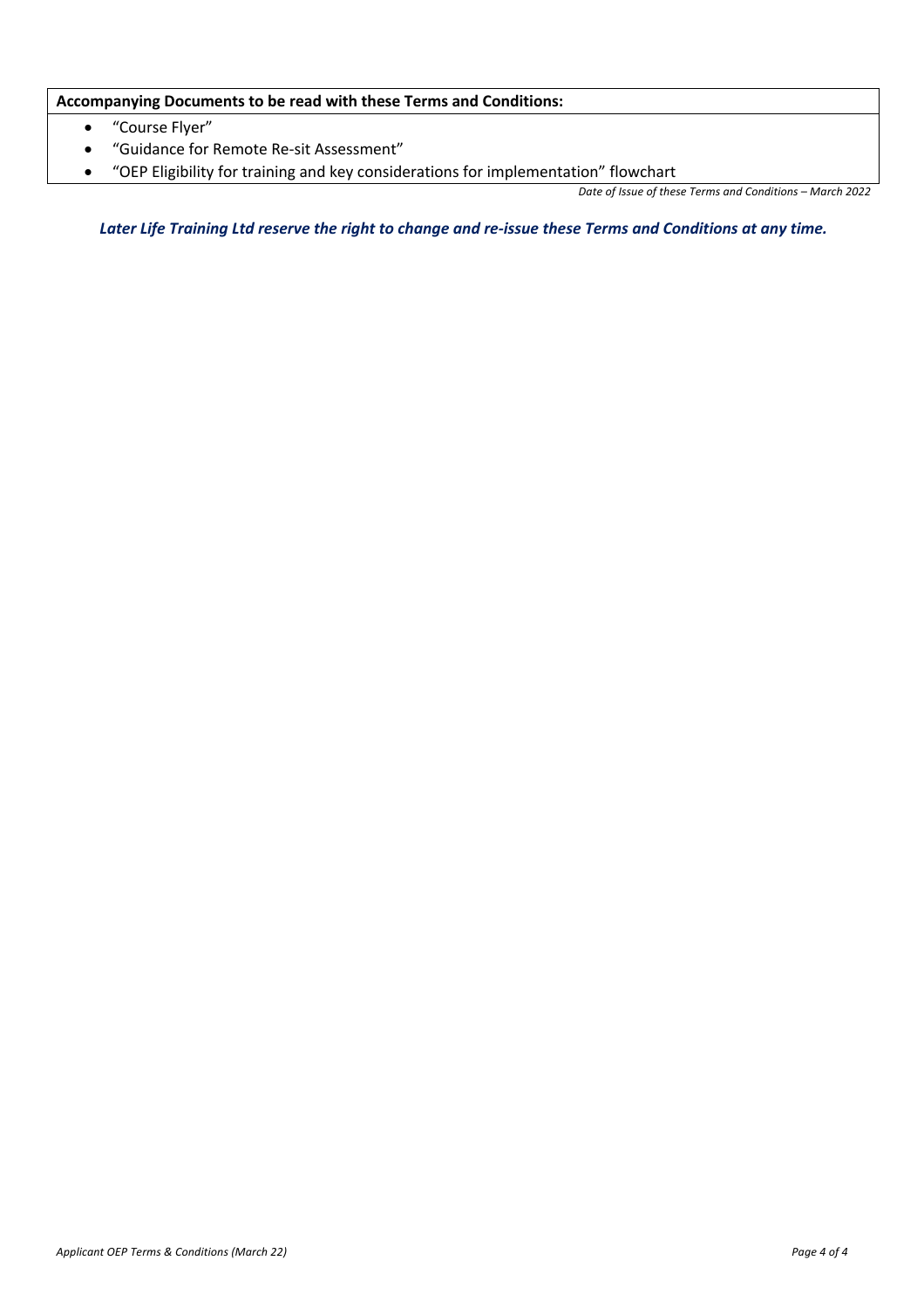**Accompanying Documents to be read with these Terms and Conditions:**

- "Course Flyer"
- "Guidance for Remote Re-sit Assessment"
- "OEP Eligibility for training and key considerations for implementation" flowchart

*Date of Issue of these Terms and Conditions – March 2022*

***Later Life Training Ltd reserve the right to change and re-issue these Terms and Conditions at any time.***